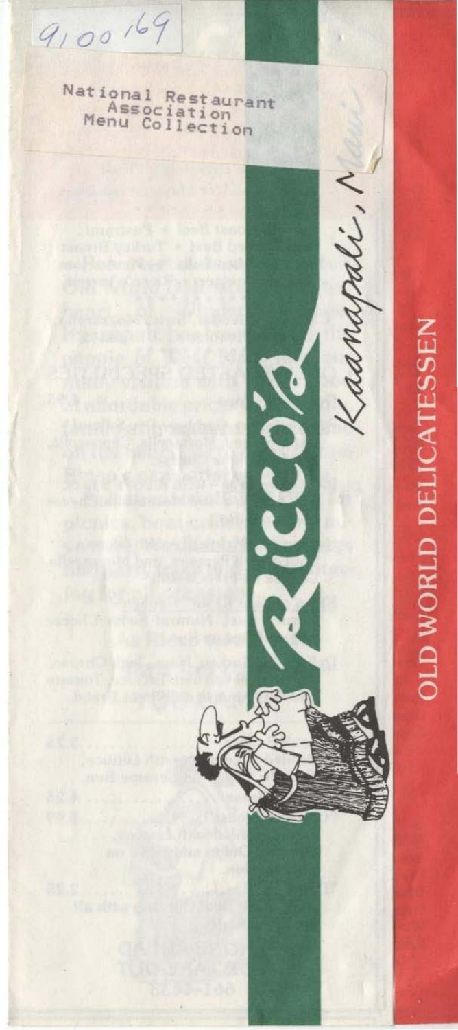9100169

National Restaurant Association Menu Collection

# Ricco's

Kaanapali, Maui

## OLD WORLD DELICATESSEN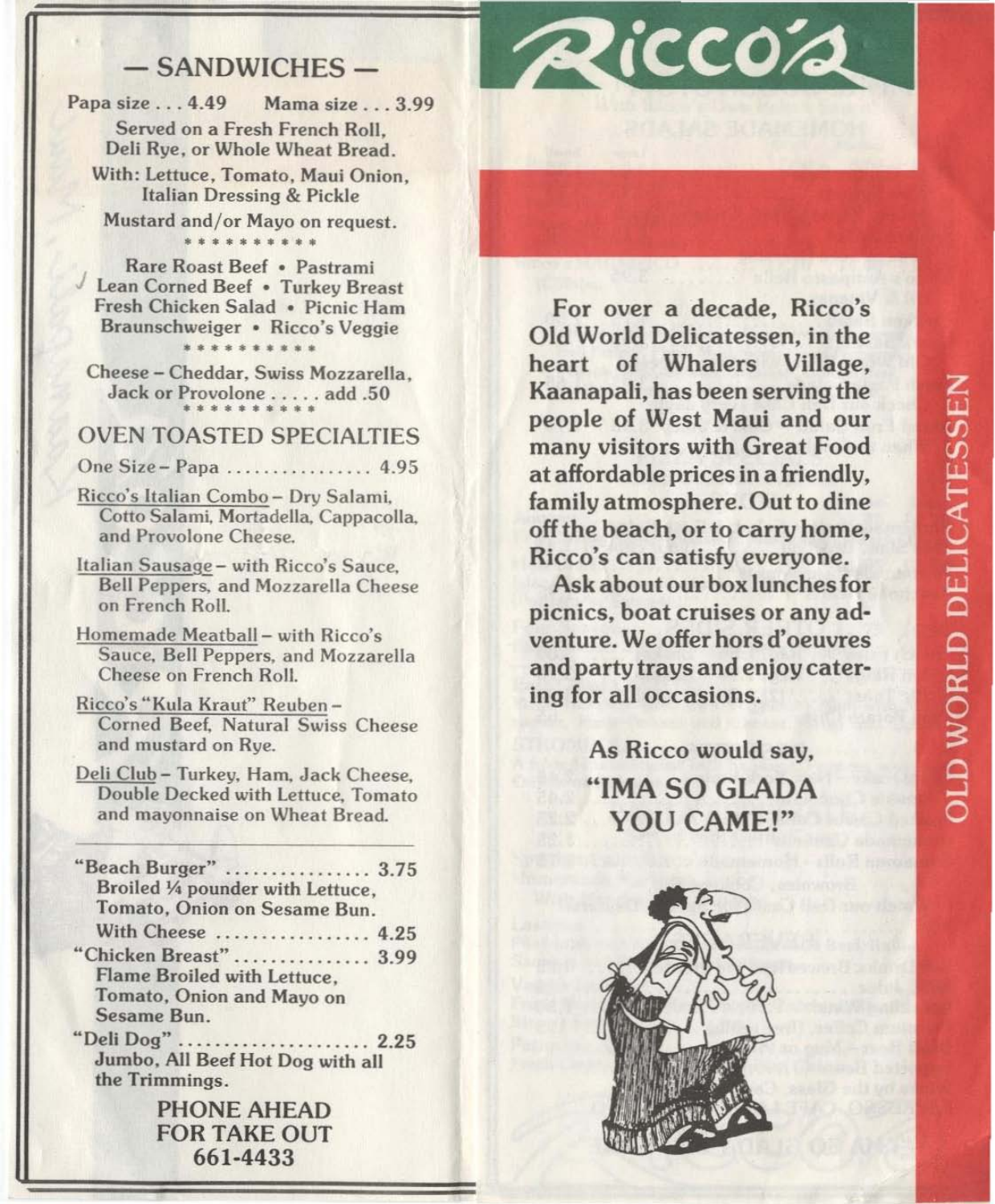## — SANDWICHES —

Papa size . . . 4.49 Mama size . . . 3.99

Served on a Fresh French Roll, Deli Rye, or Whole Wheat Bread.

With: Lettuce, Tomato, Maui Onion, Italian Dressing & Pickle

Mustard and/or Mayo on request.

\* \* \* \* \* \* \* \* \* \*

Rare Roast Beef • Pastrami
Lean Corned Beef • Turkey Breast
Fresh Chicken Salad • Picnic Ham
Braunschweiger • Ricco's Veggie

\* \* \* \* \* \* \* \* \* \*

Cheese – Cheddar, Swiss Mozzarella, Jack or Provolone . . . . . add .50

\* \* \* \* \* \* \* \* \* \*

## OVEN TOASTED SPECIALTIES

One Size – Papa . . . . . . . . . . . . . . . . 4.95

Ricco's Italian Combo – Dry Salami, Cotto Salami, Mortadella, Cappacolla, and Provolone Cheese.

Italian Sausage – with Ricco's Sauce, Bell Peppers, and Mozzarella Cheese on French Roll.

Homemade Meatball – with Ricco's Sauce, Bell Peppers, and Mozzarella Cheese on French Roll.

Ricco's "Kula Kraut" Reuben – Corned Beef, Natural Swiss Cheese and mustard on Rye.

Deli Club – Turkey, Ham, Jack Cheese, Double Decked with Lettuce, Tomato and mayonnaise on Wheat Bread.

---

"Beach Burger" . . . . . . . . . . . . . . . . 3.75
Broiled ¼ pounder with Lettuce, Tomato, Onion on Sesame Bun.

With Cheese . . . . . . . . . . . . . . . . . 4.25

"Chicken Breast" . . . . . . . . . . . . . . . 3.99
Flame Broiled with Lettuce, Tomato, Onion and Mayo on Sesame Bun.

"Deli Dog" . . . . . . . . . . . . . . . . . . . . 2.25
Jumbo, All Beef Hot Dog with all the Trimmings.

**PHONE AHEAD FOR TAKE OUT 661-4433**

# Ricco's

## OLD WORLD DELICATESSEN

**For over a decade, Ricco's Old World Delicatessen, in the heart of Whalers Village, Kaanapali, has been serving the people of West Maui and our many visitors with Great Food at affordable prices in a friendly, family atmosphere. Out to dine off the beach, or to carry home, Ricco's can satisfy everyone.**

**Ask about our box lunches for picnics, boat cruises or any adventure. We offer hors d'oeuvres and party trays and enjoy catering for all occasions.**

**As Ricco would say, "IMA SO GLADA YOU CAME!"**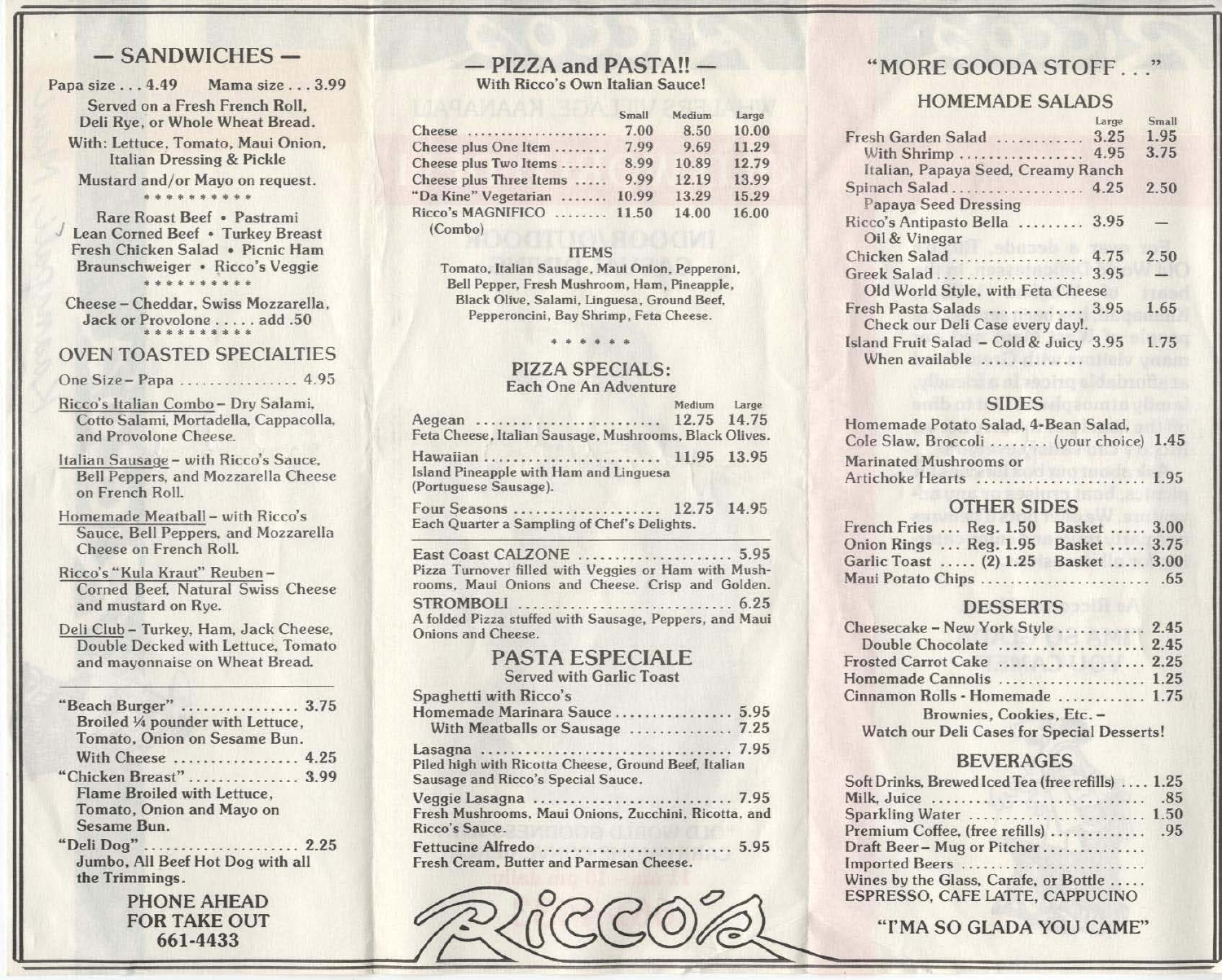## — SANDWICHES —

Papa size . . . 4.49    Mama size . . . 3.99

Served on a Fresh French Roll, Deli Rye, or Whole Wheat Bread.

With: Lettuce, Tomato, Maui Onion, Italian Dressing & Pickle

Mustard and/or Mayo on request.

\* \* \* \* \* \* \* \* \* \*

Rare Roast Beef • Pastrami
Lean Corned Beef • Turkey Breast
Fresh Chicken Salad • Picnic Ham
Braunschweiger • Ricco's Veggie

\* \* \* \* \* \* \* \* \* \*

Cheese – Cheddar, Swiss Mozzarella, Jack or Provolone . . . . . add .50

\* \* \* \* \* \* \* \* \* \*

### OVEN TOASTED SPECIALTIES

One Size – Papa . . . . . . . . . . . . . . . . 4.95

Ricco's Italian Combo – Dry Salami, Cotto Salami, Mortadella, Cappacolla, and Provolone Cheese.

Italian Sausage – with Ricco's Sauce, Bell Peppers, and Mozzarella Cheese on French Roll.

Homemade Meatball – with Ricco's Sauce, Bell Peppers, and Mozzarella Cheese on French Roll.

Ricco's "Kula Kraut" Reuben – Corned Beef, Natural Swiss Cheese and mustard on Rye.

Deli Club – Turkey, Ham, Jack Cheese, Double Decked with Lettuce, Tomato and mayonnaise on Wheat Bread.

"Beach Burger" . . . . . . . . . . . . . . . 3.75
Broiled ¼ pounder with Lettuce, Tomato, Onion on Sesame Bun.
With Cheese . . . . . . . . . . . . . . . . 4.25

"Chicken Breast" . . . . . . . . . . . . . . 3.99
Flame Broiled with Lettuce, Tomato, Onion and Mayo on Sesame Bun.

"Deli Dog" . . . . . . . . . . . . . . . . . . . 2.25
Jumbo, All Beef Hot Dog with all the Trimmings.

**PHONE AHEAD FOR TAKE OUT 661-4433**

## — PIZZA and PASTA!! —

With Ricco's Own Italian Sauce!

| | Small | Medium | Large |
|---|---|---|---|
| Cheese | 7.00 | 8.50 | 10.00 |
| Cheese plus One Item | 7.99 | 9.69 | 11.29 |
| Cheese plus Two Items | 8.99 | 10.89 | 12.79 |
| Cheese plus Three Items | 9.99 | 12.19 | 13.99 |
| "Da Kine" Vegetarian | 10.99 | 13.29 | 15.29 |
| Ricco's MAGNIFICO (Combo) | 11.50 | 14.00 | 16.00 |

### ITEMS

Tomato, Italian Sausage, Maui Onion, Pepperoni, Bell Pepper, Fresh Mushroom, Ham, Pineapple, Black Olive, Salami, Linguesa, Ground Beef, Pepperoncini, Bay Shrimp, Feta Cheese.

\* \* \* \* \* \*

### PIZZA SPECIALS:

Each One An Adventure

| | Medium | Large |
|---|---|---|
| Aegean | 12.75 | 14.75 |
| Feta Cheese, Italian Sausage, Mushrooms, Black Olives. | | |
| Hawaiian | 11.95 | 13.95 |
| Island Pineapple with Ham and Linguesa (Portuguese Sausage). | | |
| Four Seasons | 12.75 | 14.95 |
| Each Quarter a Sampling of Chef's Delights. | | |

East Coast CALZONE . . . . . . . . . . . . . . . . . . . . 5.95
Pizza Turnover filled with Veggies or Ham with Mushrooms, Maui Onions and Cheese. Crisp and Golden.

STROMBOLI . . . . . . . . . . . . . . . . . . . . . . . . . . . 6.25
A folded Pizza stuffed with Sausage, Peppers, and Maui Onions and Cheese.

### PASTA ESPECIALE

Served with Garlic Toast

Spaghetti with Ricco's Homemade Marinara Sauce . . . . . . . . . . . . . . . . 5.95
With Meatballs or Sausage . . . . . . . . . . . . . 7.25

Lasagna . . . . . . . . . . . . . . . . . . . . . . . . . . . . . . . 7.95
Piled high with Ricotta Cheese, Ground Beef, Italian Sausage and Ricco's Special Sauce.

Veggie Lasagna . . . . . . . . . . . . . . . . . . . . . . . . 7.95
Fresh Mushrooms, Maui Onions, Zucchini, Ricotta, and Ricco's Sauce.

Fettucine Alfredo . . . . . . . . . . . . . . . . . . . . . . 5.95
Fresh Cream, Butter and Parmesan Cheese.

Ricco's

## "MORE GOODA STOFF . . ."

### HOMEMADE SALADS

| | Large | Small |
|---|---|---|
| Fresh Garden Salad | 3.25 | 1.95 |
| With Shrimp | 4.95 | 3.75 |
| Italian, Papaya Seed, Creamy Ranch | | |
| Spinach Salad | 4.25 | 2.50 |
| Papaya Seed Dressing | | |
| Ricco's Antipasto Bella | 3.95 | — |
| Oil & Vinegar | | |
| Chicken Salad | 4.75 | 2.50 |
| Greek Salad | 3.95 | — |
| Old World Style, with Feta Cheese | | |
| Fresh Pasta Salads | 3.95 | 1.65 |
| Check our Deli Case every day!. | | |
| Island Fruit Salad – Cold & Juicy | 3.95 | 1.75 |
| When available | | |

### SIDES

Homemade Potato Salad, 4-Bean Salad, Cole Slaw, Broccoli . . . . . . . . (your choice) 1.45

Marinated Mushrooms or Artichoke Hearts . . . . . . . . . . . . . . . . . . . . . 1.95

### OTHER SIDES

| | | |
|---|---|---|
| French Fries ... Reg. 1.50 | Basket | 3.00 |
| Onion Rings ... Reg. 1.95 | Basket | 3.75 |
| Garlic Toast ..... (2) 1.25 | Basket | 3.00 |
| Maui Potato Chips | | .65 |

### DESSERTS

Cheesecake – New York Style . . . . . . . . . . . . 2.45
Double Chocolate . . . . . . . . . . . . . . . . . . . . 2.45
Frosted Carrot Cake . . . . . . . . . . . . . . . . . . 2.25
Homemade Cannolis . . . . . . . . . . . . . . . . . . 1.25
Cinnamon Rolls - Homemade . . . . . . . . . . . 1.75

Brownies, Cookies, Etc. – Watch our Deli Cases for Special Desserts!

### BEVERAGES

Soft Drinks, Brewed Iced Tea (free refills) . . . . 1.25
Milk, Juice . . . . . . . . . . . . . . . . . . . . . . . . . . . . .85
Sparkling Water . . . . . . . . . . . . . . . . . . . . . . 1.50
Premium Coffee, (free refills) . . . . . . . . . . . . .95
Draft Beer – Mug or Pitcher . . . . . . . . . . . .
Imported Beers . . . . . . . . . . . . . . . . . . . . . .
Wines by the Glass, Carafe, or Bottle . . . . .
ESPRESSO, CAFE LATTE, CAPPUCINO

"I'MA SO GLADA YOU CAME"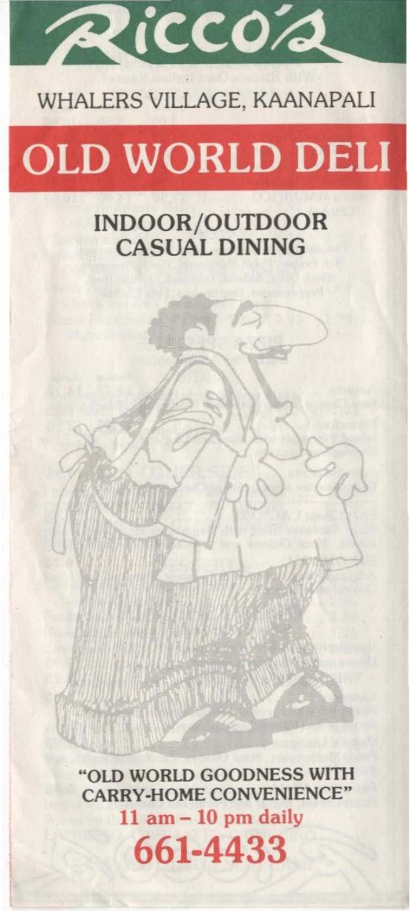# Ricco's

WHALERS VILLAGE, KAANAPALI

# OLD WORLD DELI

## INDOOR/OUTDOOR CASUAL DINING

**"OLD WORLD GOODNESS WITH CARRY-HOME CONVENIENCE"**

**11 am – 10 pm daily**

**661-4433**